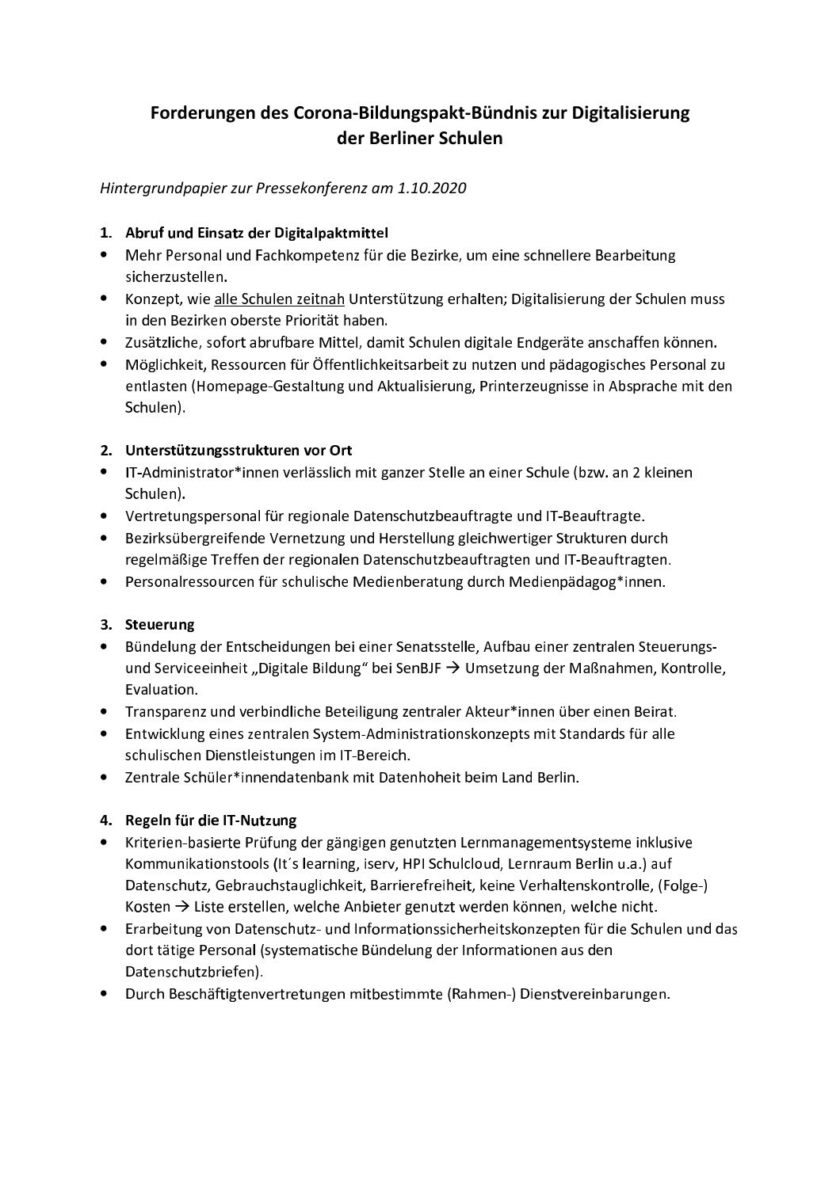# Forderungen des Corona-Bildungspakt-Bündnis zur Digitalisierung der Berliner Schulen

*Hintergrundpapier zur Pressekonferenz am 1.10.2020*

## 1. Abruf und Einsatz der Digitalpaktmittel

- Mehr Personal und Fachkompetenz für die Bezirke, um eine schnellere Bearbeitung sicherzustellen.
- Konzept, wie <u>alle Schulen zeitnah</u> Unterstützung erhalten; Digitalisierung der Schulen muss in den Bezirken oberste Priorität haben.
- Zusätzliche, sofort abrufbare Mittel, damit Schulen digitale Endgeräte anschaffen können.
- Möglichkeit, Ressourcen für Öffentlichkeitsarbeit zu nutzen und pädagogisches Personal zu entlasten (Homepage-Gestaltung und Aktualisierung, Printerzeugnisse in Absprache mit den Schulen).

## 2. Unterstützungsstrukturen vor Ort

- IT-Administrator*innen verlässlich mit ganzer Stelle an einer Schule (bzw. an 2 kleinen Schulen).
- Vertretungspersonal für regionale Datenschutzbeauftragte und IT-Beauftragte.
- Bezirksübergreifende Vernetzung und Herstellung gleichwertiger Strukturen durch regelmäßige Treffen der regionalen Datenschutzbeauftragten und IT-Beauftragten.
- Personalressourcen für schulische Medienberatung durch Medienpädagog*innen.

## 3. Steuerung

- Bündelung der Entscheidungen bei einer Senatsstelle, Aufbau einer zentralen Steuerungs- und Serviceeinheit „Digitale Bildung" bei SenBJF → Umsetzung der Maßnahmen, Kontrolle, Evaluation.
- Transparenz und verbindliche Beteiligung zentraler Akteur*innen über einen Beirat.
- Entwicklung eines zentralen System-Administrationskonzepts mit Standards für alle schulischen Dienstleistungen im IT-Bereich.
- Zentrale Schüler*innendatenbank mit Datenhoheit beim Land Berlin.

## 4. Regeln für die IT-Nutzung

- Kriterien-basierte Prüfung der gängigen genutzten Lernmanagementsysteme inklusive Kommunikationstools (It´s learning, iserv, HPI Schulcloud, Lernraum Berlin u.a.) auf Datenschutz, Gebrauchstauglichkeit, Barrierefreiheit, keine Verhaltenskontrolle, (Folge-) Kosten → Liste erstellen, welche Anbieter genutzt werden können, welche nicht.
- Erarbeitung von Datenschutz- und Informationssicherheitskonzepten für die Schulen und das dort tätige Personal (systematische Bündelung der Informationen aus den Datenschutzbriefen).
- Durch Beschäftigtenvertretungen mitbestimmte (Rahmen-) Dienstvereinbarungen.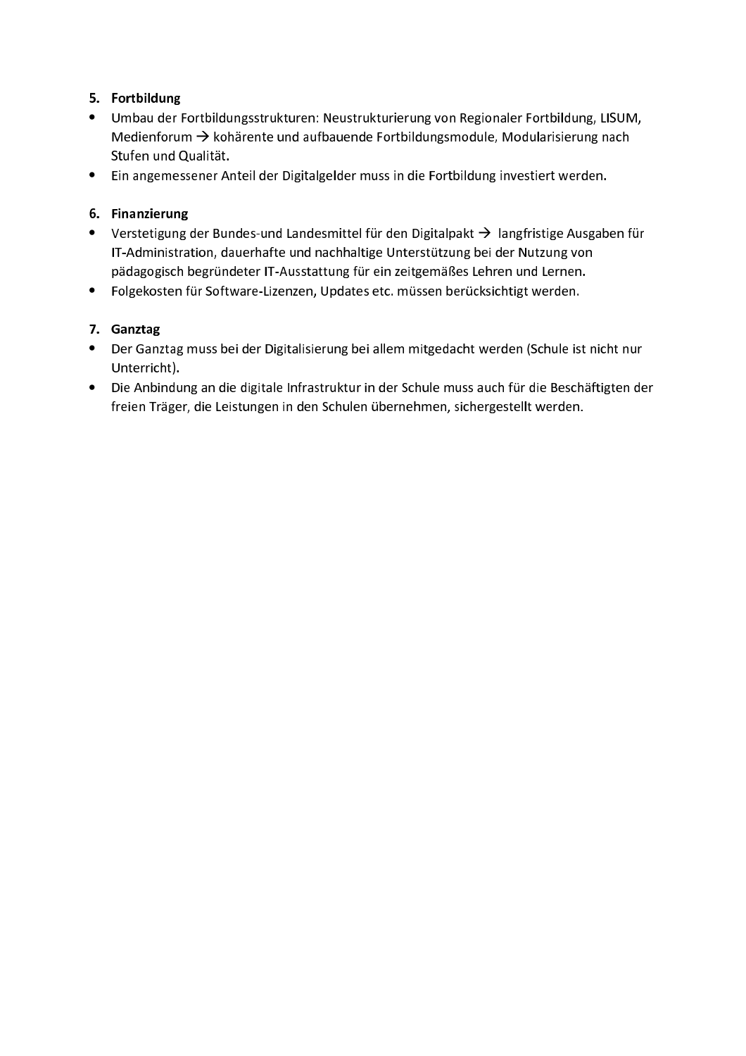5. **Fortbildung**

- Umbau der Fortbildungsstrukturen: Neustrukturierung von Regionaler Fortbildung, LISUM, Medienforum → kohärente und aufbauende Fortbildungsmodule, Modularisierung nach Stufen und Qualität.
- Ein angemessener Anteil der Digitalgelder muss in die Fortbildung investiert werden.

6. **Finanzierung**

- Verstetigung der Bundes-und Landesmittel für den Digitalpakt → langfristige Ausgaben für IT-Administration, dauerhafte und nachhaltige Unterstützung bei der Nutzung von pädagogisch begründeter IT-Ausstattung für ein zeitgemäßes Lehren und Lernen.
- Folgekosten für Software-Lizenzen, Updates etc. müssen berücksichtigt werden.

7. **Ganztag**

- Der Ganztag muss bei der Digitalisierung bei allem mitgedacht werden (Schule ist nicht nur Unterricht).
- Die Anbindung an die digitale Infrastruktur in der Schule muss auch für die Beschäftigten der freien Träger, die Leistungen in den Schulen übernehmen, sichergestellt werden.